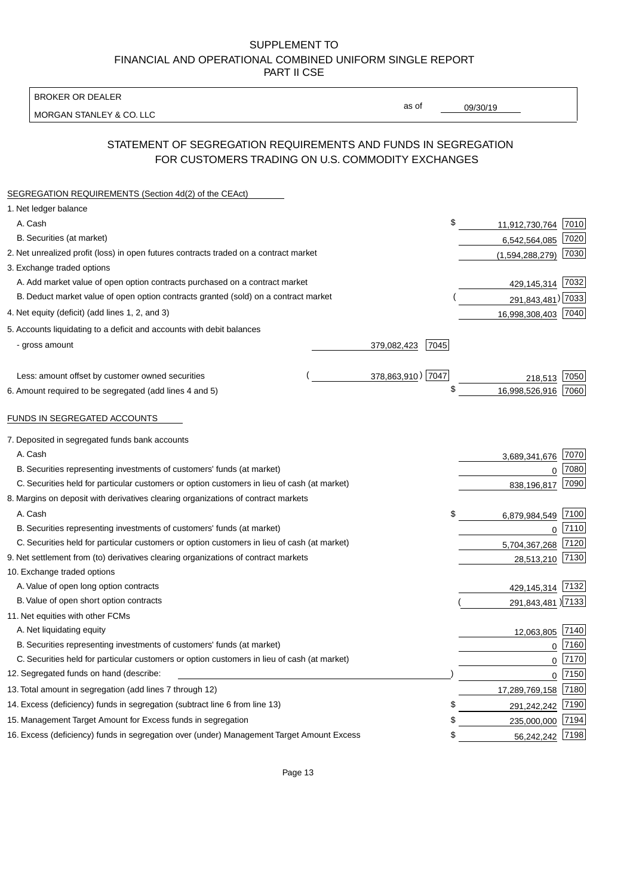SUPPLEMENT TO
FINANCIAL AND OPERATIONAL COMBINED UNIFORM SINGLE REPORT
PART II CSE

BROKER OR DEALER
MORGAN STANLEY & CO. LLC

as of 09/30/19

# STATEMENT OF SEGREGATION REQUIREMENTS AND FUNDS IN SEGREGATION FOR CUSTOMERS TRADING ON U.S. COMMODITY EXCHANGES

## SEGREGATION REQUIREMENTS (Section 4d(2) of the CEAct)

| | | | | |
|---|---|---|---|---|
| 1. Net ledger balance | | | | |
| A. Cash | | | $ 11,912,730,764 | 7010 |
| B. Securities (at market) | | | 6,542,564,085 | 7020 |
| 2. Net unrealized profit (loss) in open futures contracts traded on a contract market | | | (1,594,288,279) | 7030 |
| 3. Exchange traded options | | | | |
| A. Add market value of open option contracts purchased on a contract market | | | 429,145,314 | 7032 |
| B. Deduct market value of open option contracts granted (sold) on a contract market | | | (291,843,481) | 7033 |
| 4. Net equity (deficit) (add lines 1, 2, and 3) | | | 16,998,308,403 | 7040 |
| 5. Accounts liquidating to a deficit and accounts with debit balances | | | | |
| - gross amount | 379,082,423 | 7045 | | |
| Less: amount offset by customer owned securities | (378,863,910) | 7047 | 218,513 | 7050 |
| 6. Amount required to be segregated (add lines 4 and 5) | | | $ 16,998,526,916 | 7060 |

## FUNDS IN SEGREGATED ACCOUNTS

| | | |
|---|---|---|
| 7. Deposited in segregated funds bank accounts | | |
| A. Cash | 3,689,341,676 | 7070 |
| B. Securities representing investments of customers' funds (at market) | 0 | 7080 |
| C. Securities held for particular customers or option customers in lieu of cash (at market) | 838,196,817 | 7090 |
| 8. Margins on deposit with derivatives clearing organizations of contract markets | | |
| A. Cash | $ 6,879,984,549 | 7100 |
| B. Securities representing investments of customers' funds (at market) | 0 | 7110 |
| C. Securities held for particular customers or option customers in lieu of cash (at market) | 5,704,367,268 | 7120 |
| 9. Net settlement from (to) derivatives clearing organizations of contract markets | 28,513,210 | 7130 |
| 10. Exchange traded options | | |
| A. Value of open long option contracts | 429,145,314 | 7132 |
| B. Value of open short option contracts | (291,843,481) | 7133 |
| 11. Net equities with other FCMs | | |
| A. Net liquidating equity | 12,063,805 | 7140 |
| B. Securities representing investments of customers' funds (at market) | 0 | 7160 |
| C. Securities held for particular customers or option customers in lieu of cash (at market) | 0 | 7170 |
| 12. Segregated funds on hand (describe: ) | 0 | 7150 |
| 13. Total amount in segregation (add lines 7 through 12) | 17,289,769,158 | 7180 |
| 14. Excess (deficiency) funds in segregation (subtract line 6 from line 13) | $ 291,242,242 | 7190 |
| 15. Management Target Amount for Excess funds in segregation | $ 235,000,000 | 7194 |
| 16. Excess (deficiency) funds in segregation over (under) Management Target Amount Excess | $ 56,242,242 | 7198 |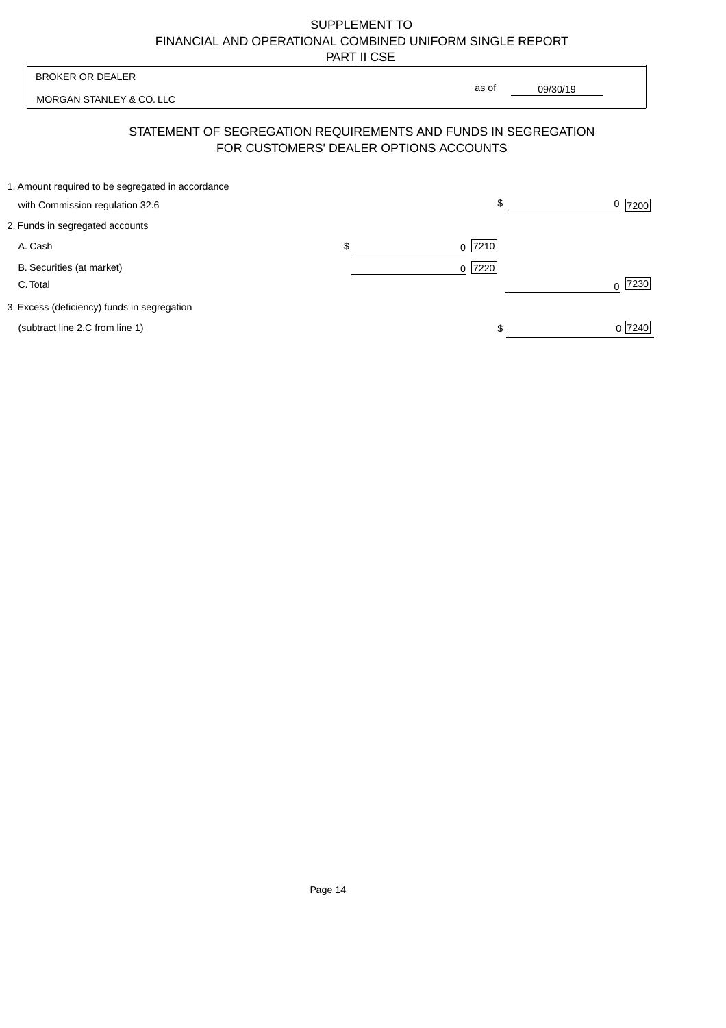SUPPLEMENT TO
FINANCIAL AND OPERATIONAL COMBINED UNIFORM SINGLE REPORT
PART II CSE

| BROKER OR DEALER | |
|---|---|
| MORGAN STANLEY & CO. LLC | as of 09/30/19 |

## STATEMENT OF SEGREGATION REQUIREMENTS AND FUNDS IN SEGREGATION FOR CUSTOMERS' DEALER OPTIONS ACCOUNTS

| | | |
|---|---|---|
| 1. Amount required to be segregated in accordance with Commission regulation 32.6 | | $ 0 [7200] |
| 2. Funds in segregated accounts | | |
| A. Cash | $ 0 [7210] | |
| B. Securities (at market) | 0 [7220] | |
| C. Total | | 0 [7230] |
| 3. Excess (deficiency) funds in segregation (subtract line 2.C from line 1) | | $ 0 [7240] |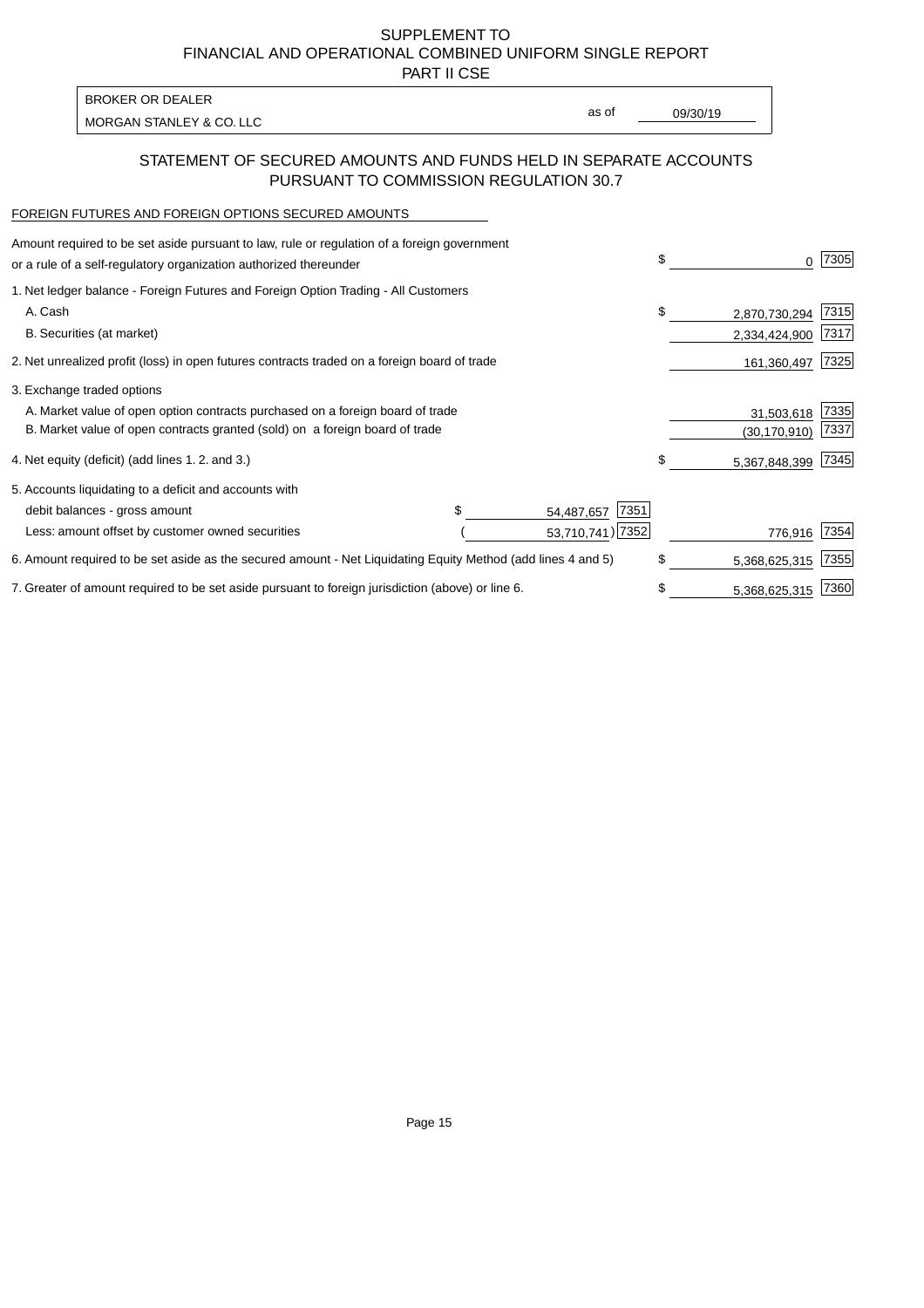SUPPLEMENT TO
FINANCIAL AND OPERATIONAL COMBINED UNIFORM SINGLE REPORT
PART II CSE

| BROKER OR DEALER | | |
|---|---|---|
| MORGAN STANLEY & CO. LLC | as of | 09/30/19 |

## STATEMENT OF SECURED AMOUNTS AND FUNDS HELD IN SEPARATE ACCOUNTS PURSUANT TO COMMISSION REGULATION 30.7

FOREIGN FUTURES AND FOREIGN OPTIONS SECURED AMOUNTS

| | | | | |
|---|---|---|---|---|
| Amount required to be set aside pursuant to law, rule or regulation of a foreign government or a rule of a self-regulatory organization authorized thereunder | | | $ 0 | 7305 |
| 1. Net ledger balance - Foreign Futures and Foreign Option Trading - All Customers | | | | |
| A. Cash | | | $ 2,870,730,294 | 7315 |
| B. Securities (at market) | | | 2,334,424,900 | 7317 |
| 2. Net unrealized profit (loss) in open futures contracts traded on a foreign board of trade | | | 161,360,497 | 7325 |
| 3. Exchange traded options | | | | |
| A. Market value of open option contracts purchased on a foreign board of trade | | | 31,503,618 | 7335 |
| B. Market value of open contracts granted (sold) on a foreign board of trade | | | (30,170,910) | 7337 |
| 4. Net equity (deficit) (add lines 1. 2. and 3.) | | | $ 5,367,848,399 | 7345 |
| 5. Accounts liquidating to a deficit and accounts with | | | | |
| debit balances - gross amount | $ 54,487,657 | 7351 | | |
| Less: amount offset by customer owned securities | ( 53,710,741) | 7352 | 776,916 | 7354 |
| 6. Amount required to be set aside as the secured amount - Net Liquidating Equity Method (add lines 4 and 5) | | | $ 5,368,625,315 | 7355 |
| 7. Greater of amount required to be set aside pursuant to foreign jurisdiction (above) or line 6. | | | $ 5,368,625,315 | 7360 |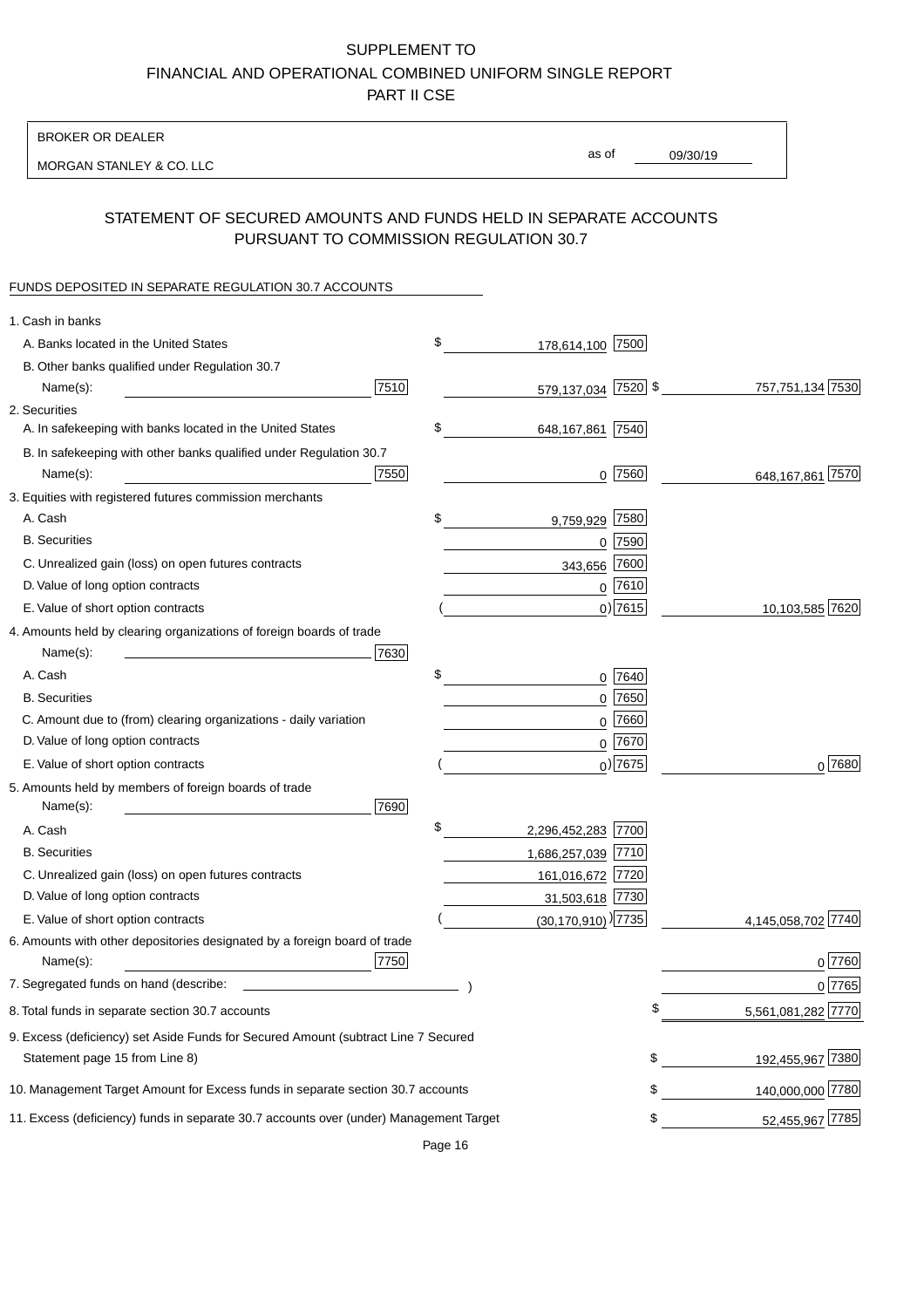SUPPLEMENT TO
FINANCIAL AND OPERATIONAL COMBINED UNIFORM SINGLE REPORT
PART II CSE

BROKER OR DEALER
MORGAN STANLEY & CO. LLC

as of 09/30/19

## STATEMENT OF SECURED AMOUNTS AND FUNDS HELD IN SEPARATE ACCOUNTS PURSUANT TO COMMISSION REGULATION 30.7

FUNDS DEPOSITED IN SEPARATE REGULATION 30.7 ACCOUNTS

| | | | |
|---|---|---|---|
| 1. Cash in banks | | | |
| A. Banks located in the United States | | $ 178,614,100 [7500] | |
| B. Other banks qualified under Regulation 30.7 | | | |
| Name(s): | [7510] | 579,137,034 [7520] | $ 757,751,134 [7530] |
| 2. Securities | | | |
| A. In safekeeping with banks located in the United States | | $ 648,167,861 [7540] | |
| B. In safekeeping with other banks qualified under Regulation 30.7 | | | |
| Name(s): | [7550] | 0 [7560] | 648,167,861 [7570] |
| 3. Equities with registered futures commission merchants | | | |
| A. Cash | | $ 9,759,929 [7580] | |
| B. Securities | | 0 [7590] | |
| C. Unrealized gain (loss) on open futures contracts | | 343,656 [7600] | |
| D. Value of long option contracts | | 0 [7610] | |
| E. Value of short option contracts | | ( 0) [7615] | 10,103,585 [7620] |
| 4. Amounts held by clearing organizations of foreign boards of trade | | | |
| Name(s): | [7630] | | |
| A. Cash | | $ 0 [7640] | |
| B. Securities | | 0 [7650] | |
| C. Amount due to (from) clearing organizations - daily variation | | 0 [7660] | |
| D. Value of long option contracts | | 0 [7670] | |
| E. Value of short option contracts | | ( 0) [7675] | 0 [7680] |
| 5. Amounts held by members of foreign boards of trade | | | |
| Name(s): | [7690] | | |
| A. Cash | | $ 2,296,452,283 [7700] | |
| B. Securities | | 1,686,257,039 [7710] | |
| C. Unrealized gain (loss) on open futures contracts | | 161,016,672 [7720] | |
| D. Value of long option contracts | | 31,503,618 [7730] | |
| E. Value of short option contracts | | ( (30,170,910)) [7735] | 4,145,058,702 [7740] |
| 6. Amounts with other depositories designated by a foreign board of trade | | | |
| Name(s): | [7750] | | 0 [7760] |
| 7. Segregated funds on hand (describe: ) | | | 0 [7765] |
| 8. Total funds in separate section 30.7 accounts | | | $ 5,561,081,282 [7770] |
| 9. Excess (deficiency) set Aside Funds for Secured Amount (subtract Line 7 Secured Statement page 15 from Line 8) | | | $ 192,455,967 [7380] |
| 10. Management Target Amount for Excess funds in separate section 30.7 accounts | | | $ 140,000,000 [7780] |
| 11. Excess (deficiency) funds in separate 30.7 accounts over (under) Management Target | | | $ 52,455,967 [7785] |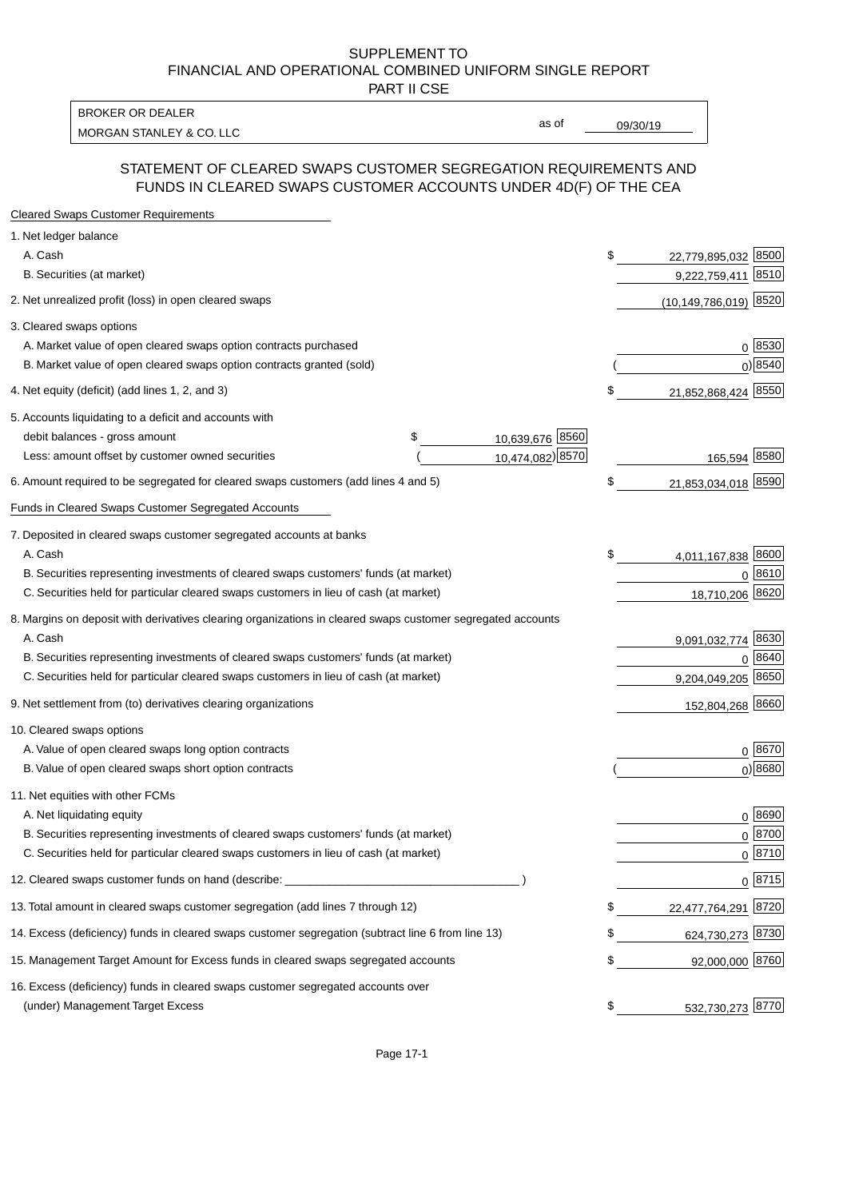SUPPLEMENT TO
FINANCIAL AND OPERATIONAL COMBINED UNIFORM SINGLE REPORT
PART II CSE

BROKER OR DEALER
MORGAN STANLEY & CO. LLC

as of 09/30/19

## STATEMENT OF CLEARED SWAPS CUSTOMER SEGREGATION REQUIREMENTS AND FUNDS IN CLEARED SWAPS CUSTOMER ACCOUNTS UNDER 4D(F) OF THE CEA

Cleared Swaps Customer Requirements

| | | | |
|---|---|---|---|
| 1. Net ledger balance | | | |
| A. Cash | | $ 22,779,895,032 | 8500 |
| B. Securities (at market) | | 9,222,759,411 | 8510 |
| 2. Net unrealized profit (loss) in open cleared swaps | | (10,149,786,019) | 8520 |
| 3. Cleared swaps options | | | |
| A. Market value of open cleared swaps option contracts purchased | | 0 | 8530 |
| B. Market value of open cleared swaps option contracts granted (sold) | | ( 0) | 8540 |
| 4. Net equity (deficit) (add lines 1, 2, and 3) | | $ 21,852,868,424 | 8550 |
| 5. Accounts liquidating to a deficit and accounts with debit balances - gross amount | $ 10,639,676 8560 | | |
| Less: amount offset by customer owned securities | ( 10,474,082) 8570 | 165,594 | 8580 |
| 6. Amount required to be segregated for cleared swaps customers (add lines 4 and 5) | | $ 21,853,034,018 | 8590 |

Funds in Cleared Swaps Customer Segregated Accounts

| | | |
|---|---|---|
| 7. Deposited in cleared swaps customer segregated accounts at banks | | |
| A. Cash | $ 4,011,167,838 | 8600 |
| B. Securities representing investments of cleared swaps customers' funds (at market) | 0 | 8610 |
| C. Securities held for particular cleared swaps customers in lieu of cash (at market) | 18,710,206 | 8620 |
| 8. Margins on deposit with derivatives clearing organizations in cleared swaps customer segregated accounts | | |
| A. Cash | 9,091,032,774 | 8630 |
| B. Securities representing investments of cleared swaps customers' funds (at market) | 0 | 8640 |
| C. Securities held for particular cleared swaps customers in lieu of cash (at market) | 9,204,049,205 | 8650 |
| 9. Net settlement from (to) derivatives clearing organizations | 152,804,268 | 8660 |
| 10. Cleared swaps options | | |
| A. Value of open cleared swaps long option contracts | 0 | 8670 |
| B. Value of open cleared swaps short option contracts | ( 0) | 8680 |
| 11. Net equities with other FCMs | | |
| A. Net liquidating equity | 0 | 8690 |
| B. Securities representing investments of cleared swaps customers' funds (at market) | 0 | 8700 |
| C. Securities held for particular cleared swaps customers in lieu of cash (at market) | 0 | 8710 |
| 12. Cleared swaps customer funds on hand (describe: ______________________ ) | 0 | 8715 |
| 13. Total amount in cleared swaps customer segregation (add lines 7 through 12) | $ 22,477,764,291 | 8720 |
| 14. Excess (deficiency) funds in cleared swaps customer segregation (subtract line 6 from line 13) | $ 624,730,273 | 8730 |
| 15. Management Target Amount for Excess funds in cleared swaps segregated accounts | $ 92,000,000 | 8760 |
| 16. Excess (deficiency) funds in cleared swaps customer segregated accounts over (under) Management Target Excess | $ 532,730,273 | 8770 |